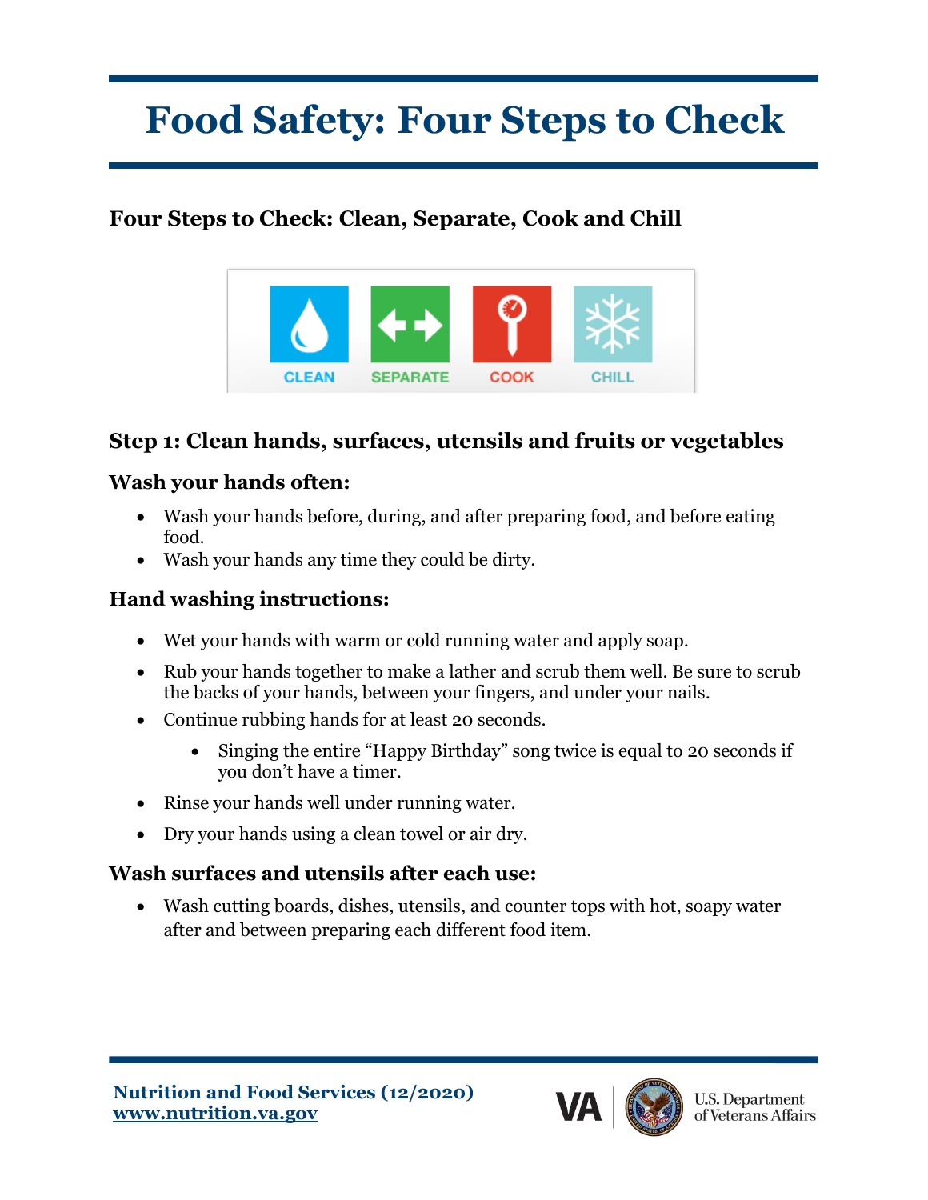# Food Safety: Four Steps to Check

## Four Steps to Check: Clean, Separate, Cook and Chill

CLEAN SEPARATE COOK CHILL

## Step 1: Clean hands, surfaces, utensils and fruits or vegetables

### Wash your hands often:

- Wash your hands before, during, and after preparing food, and before eating food.
- Wash your hands any time they could be dirty.

### Hand washing instructions:

- Wet your hands with warm or cold running water and apply soap.
- Rub your hands together to make a lather and scrub them well. Be sure to scrub the backs of your hands, between your fingers, and under your nails.
- Continue rubbing hands for at least 20 seconds.
  - Singing the entire "Happy Birthday" song twice is equal to 20 seconds if you don't have a timer.
- Rinse your hands well under running water.
- Dry your hands using a clean towel or air dry.

### Wash surfaces and utensils after each use:

- Wash cutting boards, dishes, utensils, and counter tops with hot, soapy water after and between preparing each different food item.

**Nutrition and Food Services (12/2020)**
**www.nutrition.va.gov**

VA U.S. Department of Veterans Affairs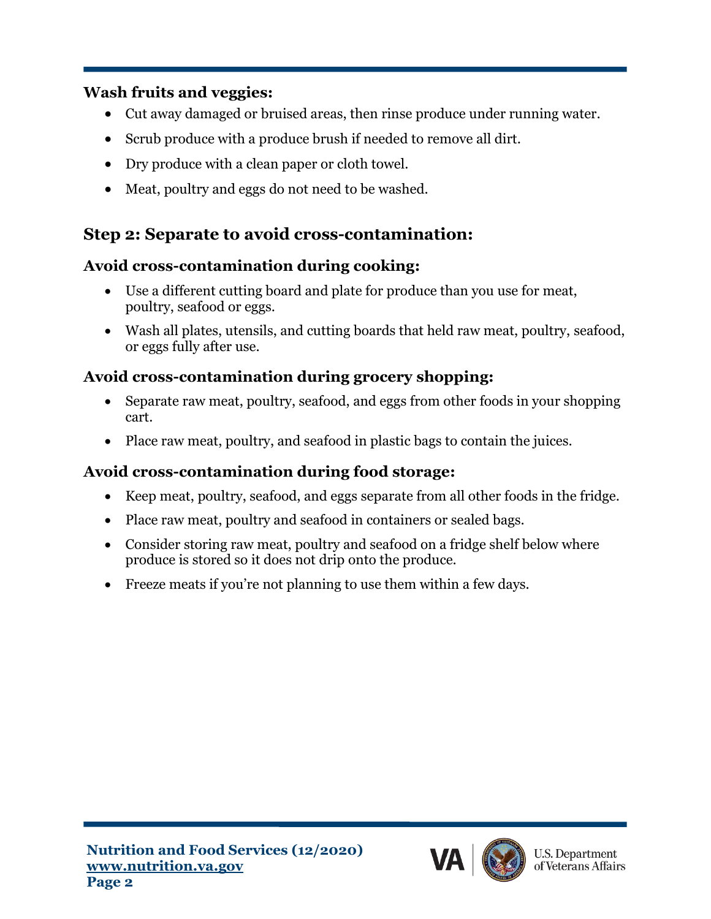### Wash fruits and veggies:

- Cut away damaged or bruised areas, then rinse produce under running water.
- Scrub produce with a produce brush if needed to remove all dirt.
- Dry produce with a clean paper or cloth towel.
- Meat, poultry and eggs do not need to be washed.

## Step 2: Separate to avoid cross-contamination:

### Avoid cross-contamination during cooking:

- Use a different cutting board and plate for produce than you use for meat, poultry, seafood or eggs.
- Wash all plates, utensils, and cutting boards that held raw meat, poultry, seafood, or eggs fully after use.

### Avoid cross-contamination during grocery shopping:

- Separate raw meat, poultry, seafood, and eggs from other foods in your shopping cart.
- Place raw meat, poultry, and seafood in plastic bags to contain the juices.

### Avoid cross-contamination during food storage:

- Keep meat, poultry, seafood, and eggs separate from all other foods in the fridge.
- Place raw meat, poultry and seafood in containers or sealed bags.
- Consider storing raw meat, poultry and seafood on a fridge shelf below where produce is stored so it does not drip onto the produce.
- Freeze meats if you're not planning to use them within a few days.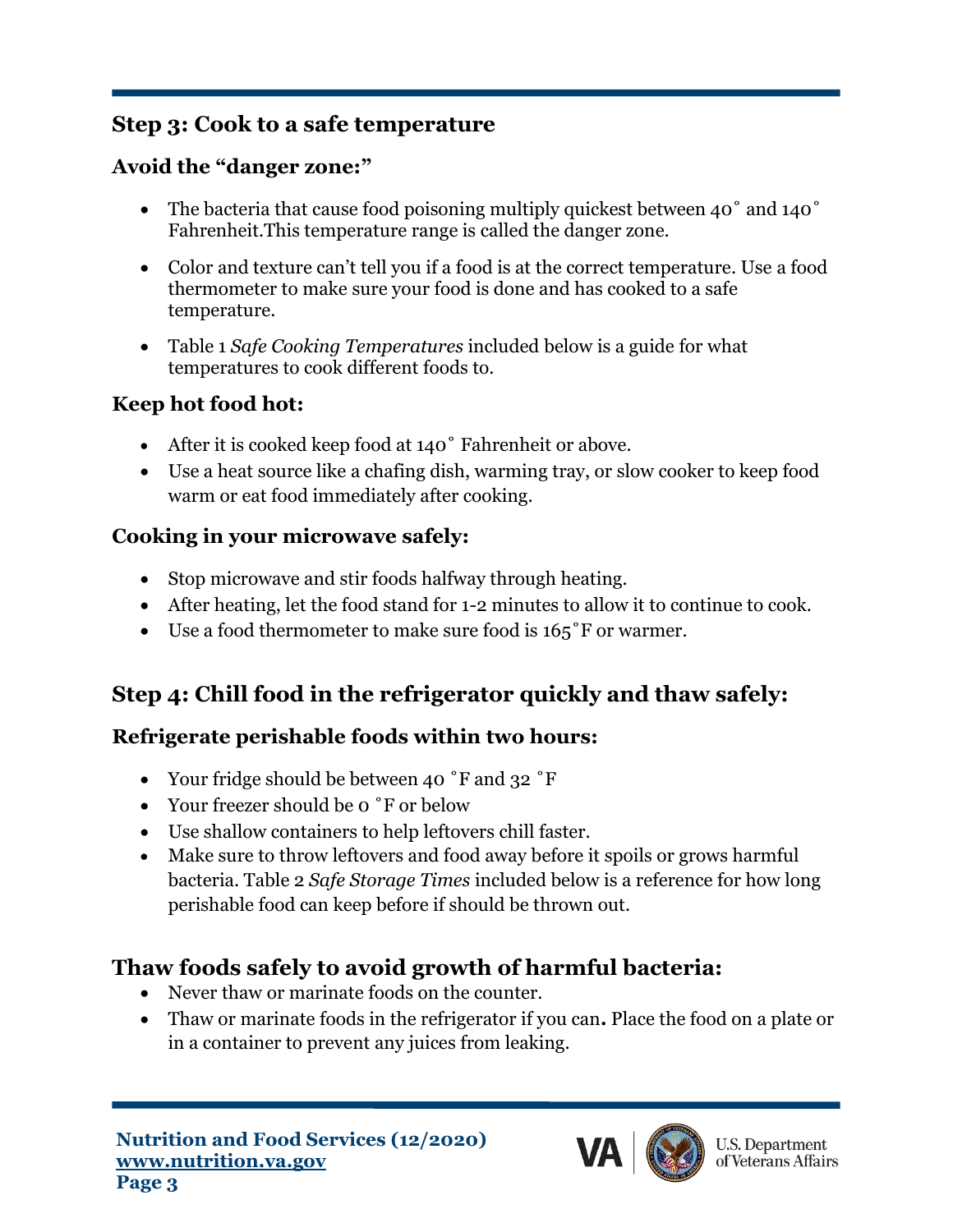## Step 3: Cook to a safe temperature

### Avoid the "danger zone:"

- The bacteria that cause food poisoning multiply quickest between 40˚ and 140˚ Fahrenheit.This temperature range is called the danger zone.
- Color and texture can't tell you if a food is at the correct temperature. Use a food thermometer to make sure your food is done and has cooked to a safe temperature.
- Table 1 *Safe Cooking Temperatures* included below is a guide for what temperatures to cook different foods to.

### Keep hot food hot:

- After it is cooked keep food at 140˚ Fahrenheit or above.
- Use a heat source like a chafing dish, warming tray, or slow cooker to keep food warm or eat food immediately after cooking.

### Cooking in your microwave safely:

- Stop microwave and stir foods halfway through heating.
- After heating, let the food stand for 1-2 minutes to allow it to continue to cook.
- Use a food thermometer to make sure food is 165˚F or warmer.

## Step 4: Chill food in the refrigerator quickly and thaw safely:

### Refrigerate perishable foods within two hours:

- Your fridge should be between 40 ˚F and 32 ˚F
- Your freezer should be 0 ˚F or below
- Use shallow containers to help leftovers chill faster.
- Make sure to throw leftovers and food away before it spoils or grows harmful bacteria. Table 2 *Safe Storage Times* included below is a reference for how long perishable food can keep before if should be thrown out.

## Thaw foods safely to avoid growth of harmful bacteria:

- Never thaw or marinate foods on the counter.
- Thaw or marinate foods in the refrigerator if you can**.** Place the food on a plate or in a container to prevent any juices from leaking.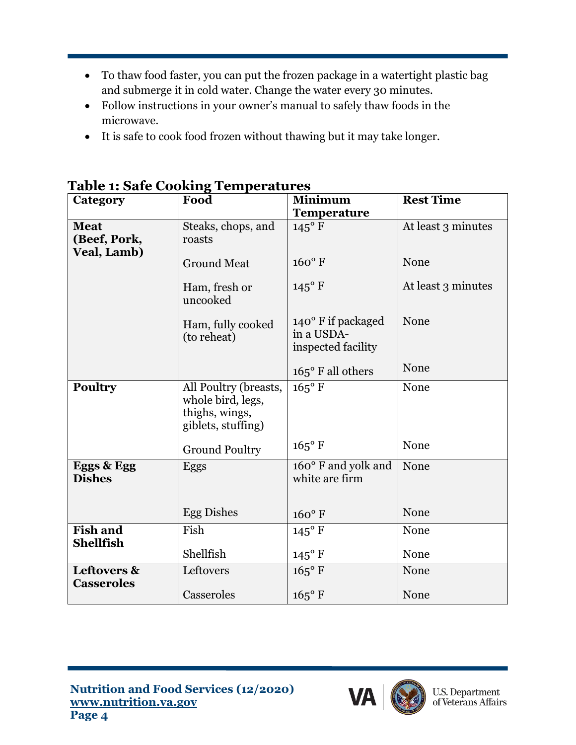- To thaw food faster, you can put the frozen package in a watertight plastic bag and submerge it in cold water. Change the water every 30 minutes.
- Follow instructions in your owner's manual to safely thaw foods in the microwave.
- It is safe to cook food frozen without thawing but it may take longer.

**Table 1: Safe Cooking Temperatures**

| Category | Food | Minimum Temperature | Rest Time |
|---|---|---|---|
| **Meat (Beef, Pork, Veal, Lamb)** | Steaks, chops, and roasts | 145° F | At least 3 minutes |
| | Ground Meat | 160° F | None |
| | Ham, fresh or uncooked | 145° F | At least 3 minutes |
| | Ham, fully cooked (to reheat) | 140° F if packaged in a USDA-inspected facility | None |
| | | 165° F all others | None |
| **Poultry** | All Poultry (breasts, whole bird, legs, thighs, wings, giblets, stuffing) | 165° F | None |
| | Ground Poultry | 165° F | None |
| **Eggs & Egg Dishes** | Eggs | 160° F and yolk and white are firm | None |
| | Egg Dishes | 160° F | None |
| **Fish and Shellfish** | Fish | 145° F | None |
| | Shellfish | 145° F | None |
| **Leftovers & Casseroles** | Leftovers | 165° F | None |
| | Casseroles | 165° F | None |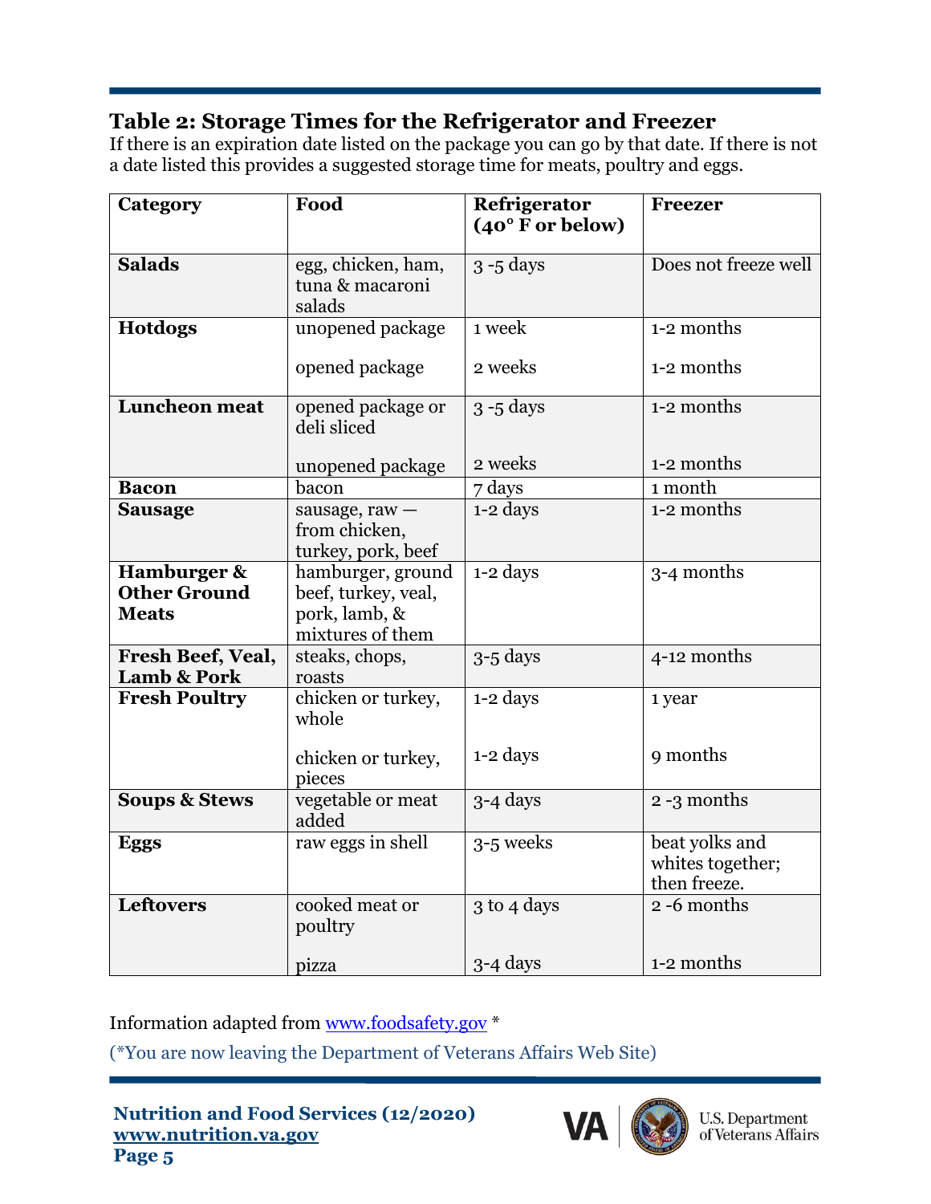## Table 2: Storage Times for the Refrigerator and Freezer

If there is an expiration date listed on the package you can go by that date. If there is not a date listed this provides a suggested storage time for meats, poultry and eggs.

| Category | Food | Refrigerator (40° F or below) | Freezer |
|---|---|---|---|
| **Salads** | egg, chicken, ham, tuna & macaroni salads | 3 -5 days | Does not freeze well |
| **Hotdogs** | unopened package | 1 week | 1-2 months |
| | opened package | 2 weeks | 1-2 months |
| **Luncheon meat** | opened package or deli sliced | 3 -5 days | 1-2 months |
| | unopened package | 2 weeks | 1-2 months |
| **Bacon** | bacon | 7 days | 1 month |
| **Sausage** | sausage, raw — from chicken, turkey, pork, beef | 1-2 days | 1-2 months |
| **Hamburger & Other Ground Meats** | hamburger, ground beef, turkey, veal, pork, lamb, & mixtures of them | 1-2 days | 3-4 months |
| **Fresh Beef, Veal, Lamb & Pork** | steaks, chops, roasts | 3-5 days | 4-12 months |
| **Fresh Poultry** | chicken or turkey, whole | 1-2 days | 1 year |
| | chicken or turkey, pieces | 1-2 days | 9 months |
| **Soups & Stews** | vegetable or meat added | 3-4 days | 2 -3 months |
| **Eggs** | raw eggs in shell | 3-5 weeks | beat yolks and whites together; then freeze. |
| **Leftovers** | cooked meat or poultry | 3 to 4 days | 2 -6 months |
| | pizza | 3-4 days | 1-2 months |

Information adapted from [www.foodsafety.gov](http://www.foodsafety.gov) *

(*You are now leaving the Department of Veterans Affairs Web Site)

**Nutrition and Food Services (12/2020)**
**www.nutrition.va.gov**